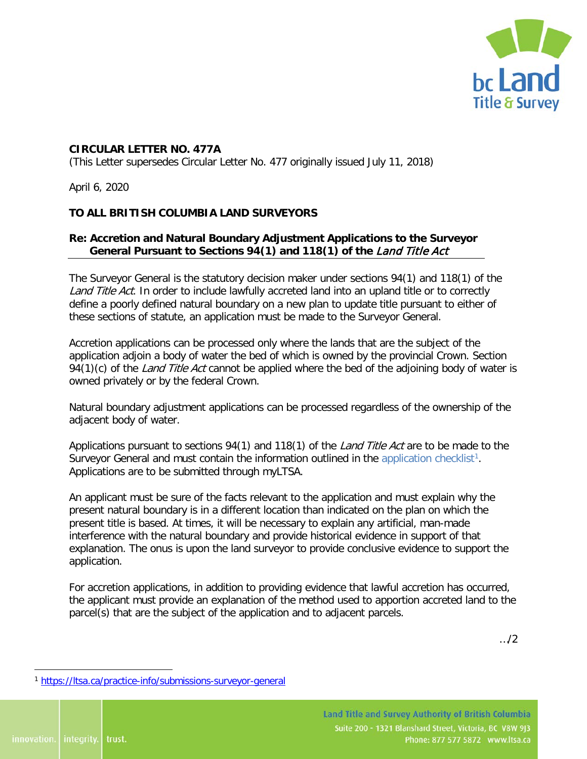**CIRCULAR LETTER NO. 477A**
(This Letter supersedes Circular Letter No. 477 originally issued July 11, 2018)

April 6, 2020

**TO ALL BRITISH COLUMBIA LAND SURVEYORS**

**Re: Accretion and Natural Boundary Adjustment Applications to the Surveyor General Pursuant to Sections 94(1) and 118(1) of the *Land Title Act***

The Surveyor General is the statutory decision maker under sections 94(1) and 118(1) of the *Land Title Act*. In order to include lawfully accreted land into an upland title or to correctly define a poorly defined natural boundary on a new plan to update title pursuant to either of these sections of statute, an application must be made to the Surveyor General.

Accretion applications can be processed only where the lands that are the subject of the application adjoin a body of water the bed of which is owned by the provincial Crown. Section 94(1)(c) of the *Land Title Act* cannot be applied where the bed of the adjoining body of water is owned privately or by the federal Crown.

Natural boundary adjustment applications can be processed regardless of the ownership of the adjacent body of water.

Applications pursuant to sections 94(1) and 118(1) of the *Land Title Act* are to be made to the Surveyor General and must contain the information outlined in the application checklist[1]. Applications are to be submitted through myLTSA.

An applicant must be sure of the facts relevant to the application and must explain why the present natural boundary is in a different location than indicated on the plan on which the present title is based. At times, it will be necessary to explain any artificial, man-made interference with the natural boundary and provide historical evidence in support of that explanation. The onus is upon the land surveyor to provide conclusive evidence to support the application.

For accretion applications, in addition to providing evidence that lawful accretion has occurred, the applicant must provide an explanation of the method used to apportion accreted land to the parcel(s) that are the subject of the application and to adjacent parcels.

…/2

[1] https://ltsa.ca/practice-info/submissions-surveyor-general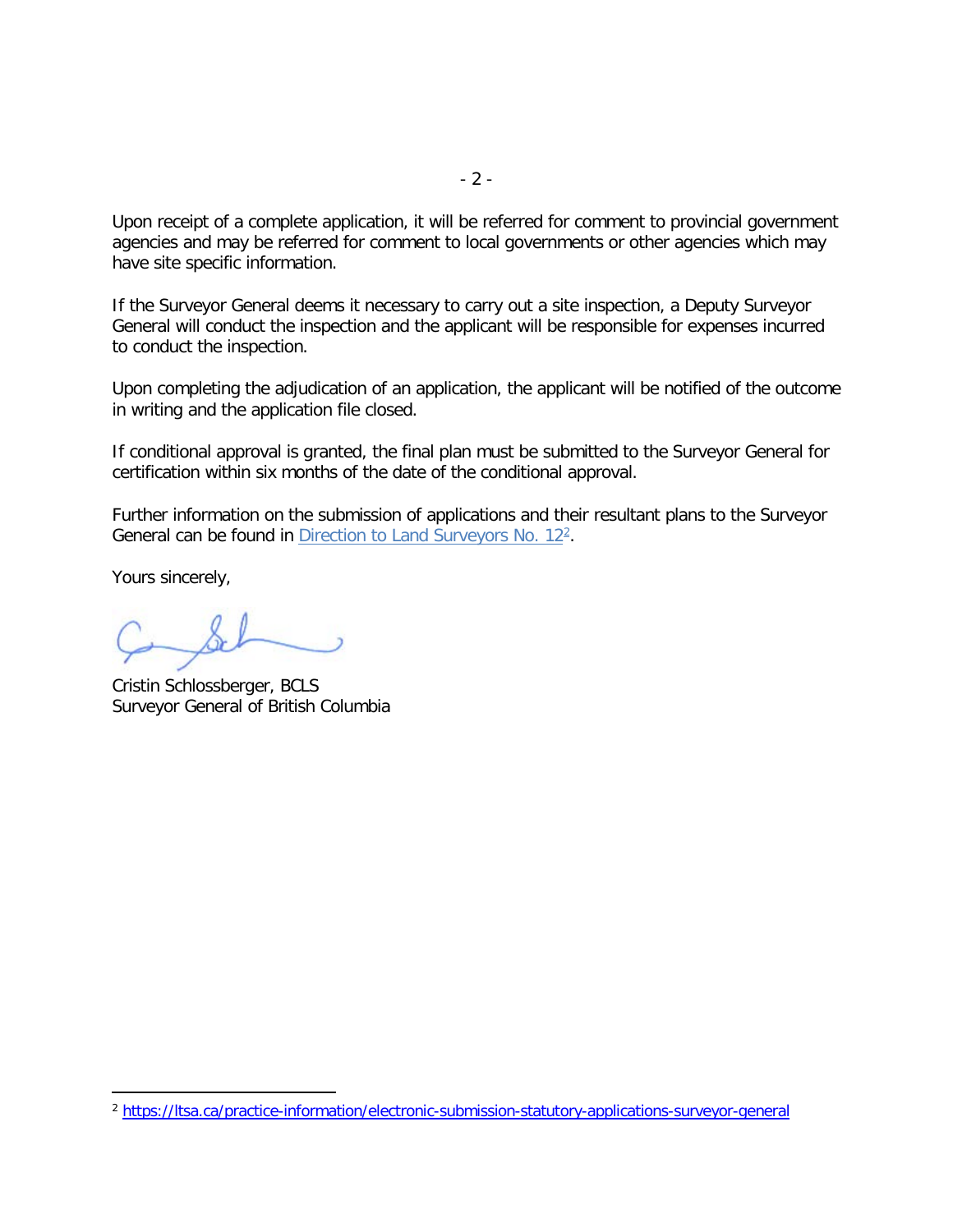Upon receipt of a complete application, it will be referred for comment to provincial government agencies and may be referred for comment to local governments or other agencies which may have site specific information.

If the Surveyor General deems it necessary to carry out a site inspection, a Deputy Surveyor General will conduct the inspection and the applicant will be responsible for expenses incurred to conduct the inspection.

Upon completing the adjudication of an application, the applicant will be notified of the outcome in writing and the application file closed.

If conditional approval is granted, the final plan must be submitted to the Surveyor General for certification within six months of the date of the conditional approval.

Further information on the submission of applications and their resultant plans to the Surveyor General can be found in [Direction to Land Surveyors No. 12](https://ltsa.ca/practice-information/electronic-submission-statutory-applications-surveyor-general)[2].

Yours sincerely,

Cristin Schlossberger, BCLS
Surveyor General of British Columbia

---

[2] https://ltsa.ca/practice-information/electronic-submission-statutory-applications-surveyor-general